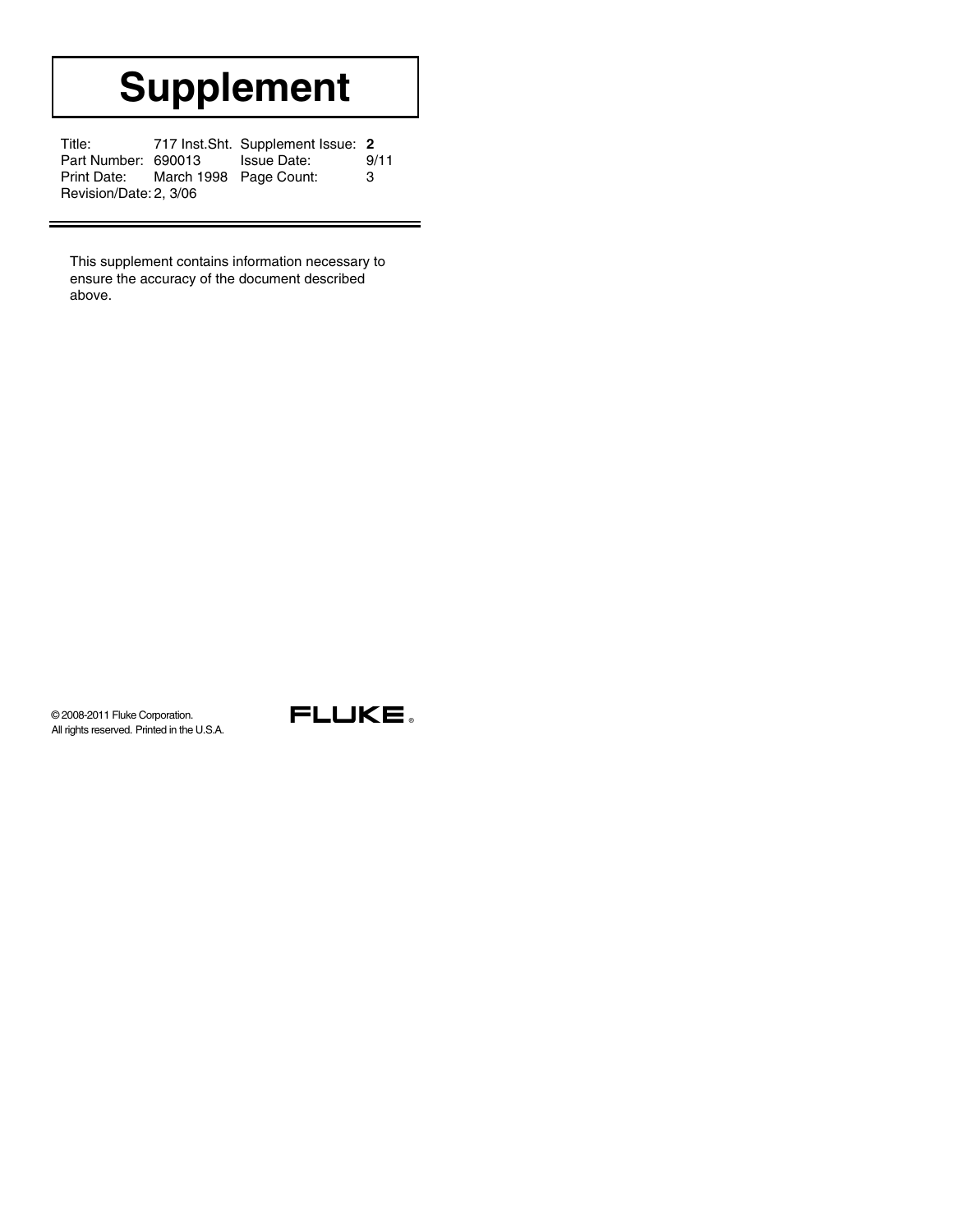# Supplement

| Title: | 717 Inst.Sht. | Supplement Issue: | **2** |
| --- | --- | --- | --- |
| Part Number: | 690013 | Issue Date: | 9/11 |
| Print Date: | March 1998 | Page Count: | 3 |
| Revision/Date: | 2, 3/06 | | |

This supplement contains information necessary to ensure the accuracy of the document described above.

© 2008-2011 Fluke Corporation.
All rights reserved. Printed in the U.S.A.

FLUKE ®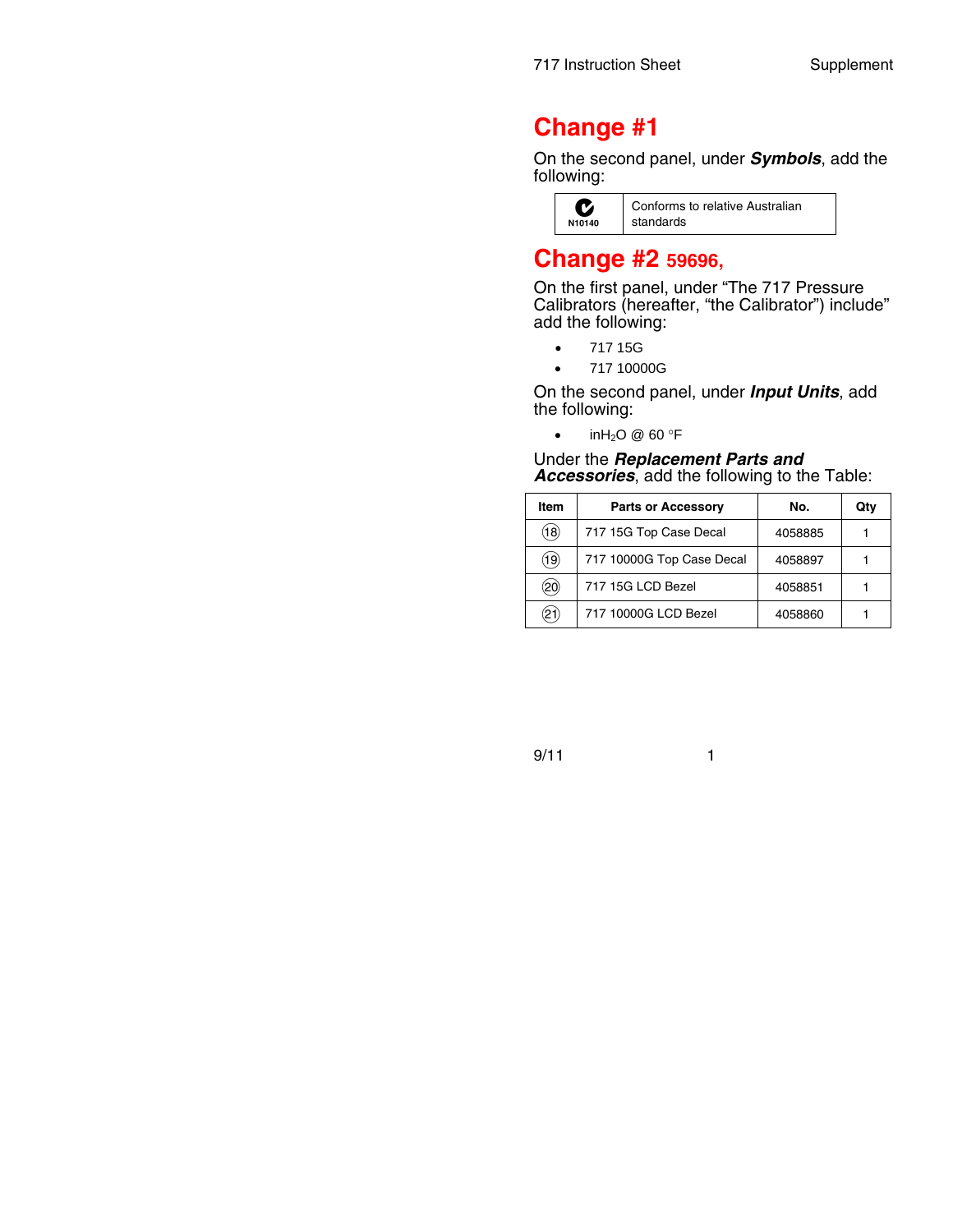# Change #1

On the second panel, under ***Symbols***, add the following:

| | |
|---|---|
| N10140 | Conforms to relative Australian standards |

# Change #2 59696,

On the first panel, under "The 717 Pressure Calibrators (hereafter, "the Calibrator") include" add the following:

- 717 15G
- 717 10000G

On the second panel, under ***Input Units***, add the following:

- in$H_2O$ @ 60 °F

Under the ***Replacement Parts and Accessories***, add the following to the Table:

| Item | Parts or Accessory | No. | Qty |
|---|---|---|---|
| 18 | 717 15G Top Case Decal | 4058885 | 1 |
| 19 | 717 10000G Top Case Decal | 4058897 | 1 |
| 20 | 717 15G LCD Bezel | 4058851 | 1 |
| 21 | 717 10000G LCD Bezel | 4058860 | 1 |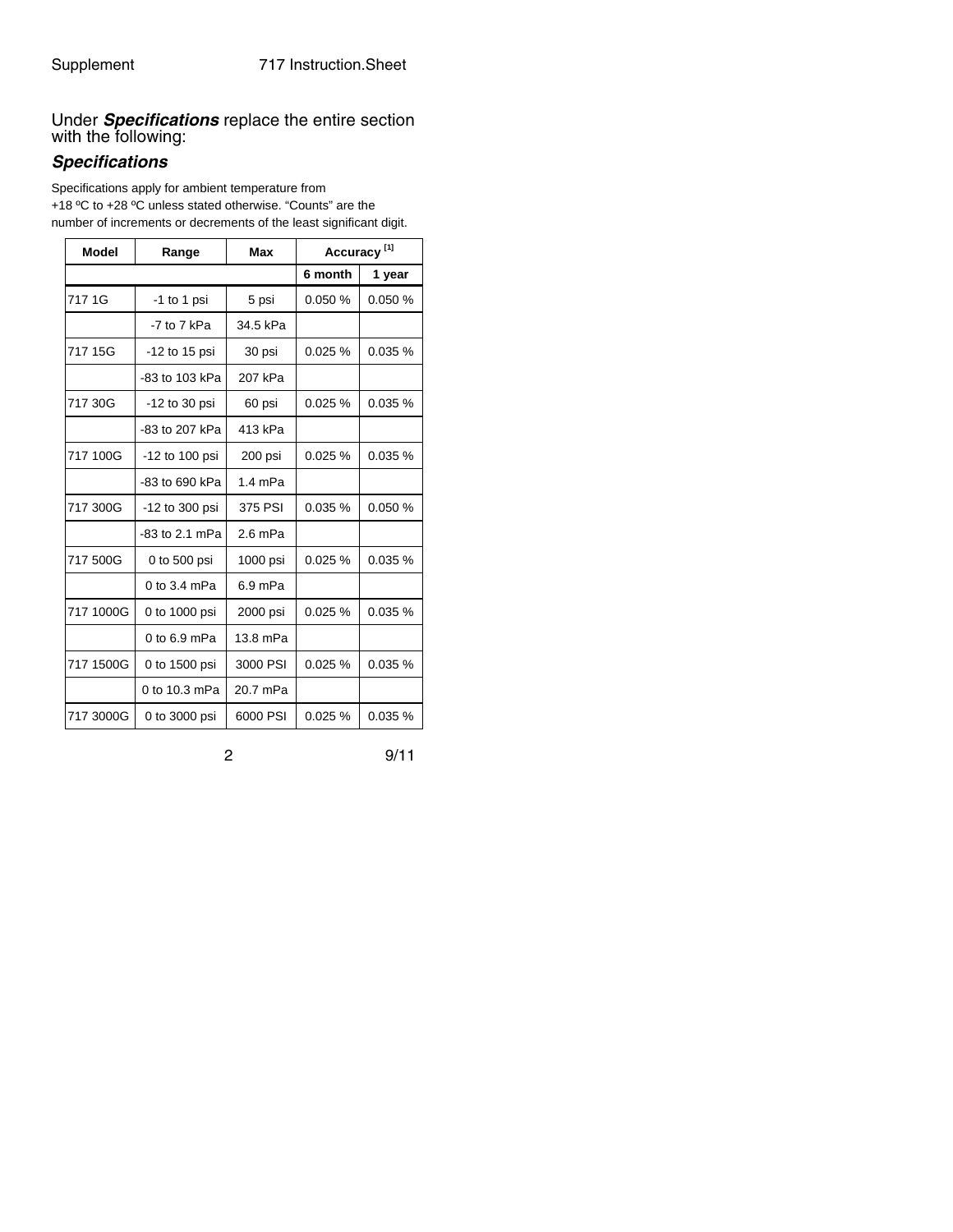Under ***Specifications*** replace the entire section with the following:

### *Specifications*

Specifications apply for ambient temperature from +18 ºC to +28 ºC unless stated otherwise. "Counts" are the number of increments or decrements of the least significant digit.

| Model | Range | Max | Accuracy [1] | |
|---|---|---|---|---|
| | | | 6 month | 1 year |
| 717 1G | -1 to 1 psi | 5 psi | 0.050 % | 0.050 % |
| | -7 to 7 kPa | 34.5 kPa | | |
| 717 15G | -12 to 15 psi | 30 psi | 0.025 % | 0.035 % |
| | -83 to 103 kPa | 207 kPa | | |
| 717 30G | -12 to 30 psi | 60 psi | 0.025 % | 0.035 % |
| | -83 to 207 kPa | 413 kPa | | |
| 717 100G | -12 to 100 psi | 200 psi | 0.025 % | 0.035 % |
| | -83 to 690 kPa | 1.4 mPa | | |
| 717 300G | -12 to 300 psi | 375 PSI | 0.035 % | 0.050 % |
| | -83 to 2.1 mPa | 2.6 mPa | | |
| 717 500G | 0 to 500 psi | 1000 psi | 0.025 % | 0.035 % |
| | 0 to 3.4 mPa | 6.9 mPa | | |
| 717 1000G | 0 to 1000 psi | 2000 psi | 0.025 % | 0.035 % |
| | 0 to 6.9 mPa | 13.8 mPa | | |
| 717 1500G | 0 to 1500 psi | 3000 PSI | 0.025 % | 0.035 % |
| | 0 to 10.3 mPa | 20.7 mPa | | |
| 717 3000G | 0 to 3000 psi | 6000 PSI | 0.025 % | 0.035 % |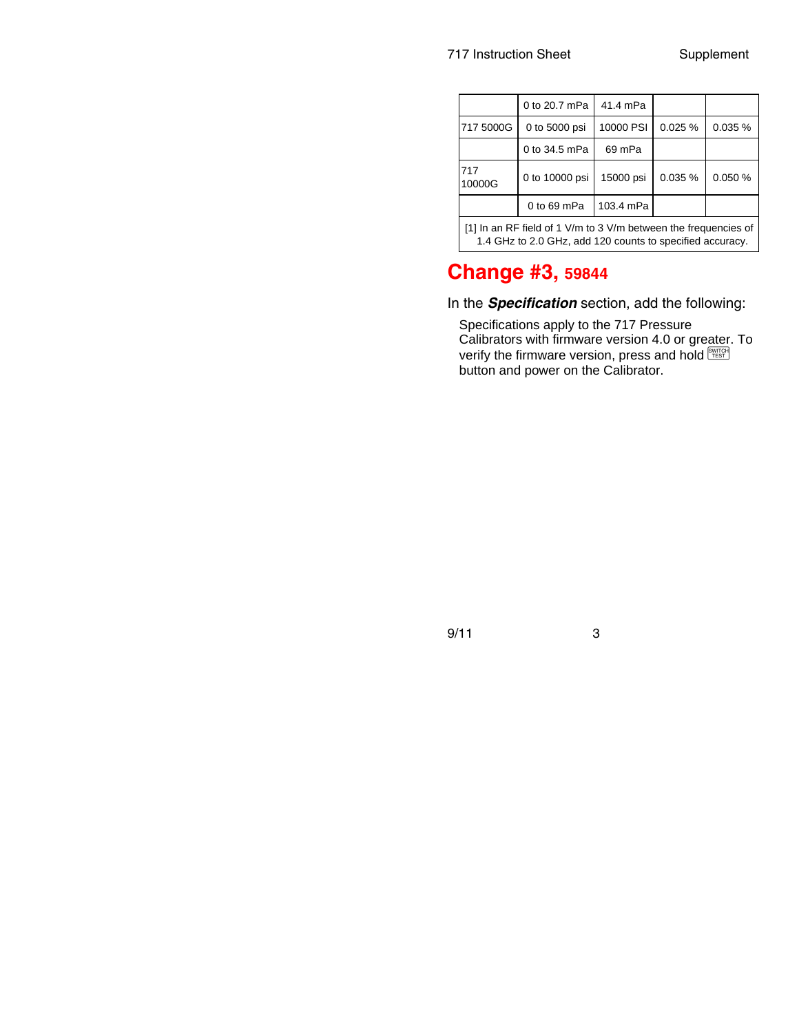| | | | | |
|---|---|---|---|---|
| | 0 to 20.7 mPa | 41.4 mPa | | |
| 717 5000G | 0 to 5000 psi | 10000 PSI | 0.025 % | 0.035 % |
| | 0 to 34.5 mPa | 69 mPa | | |
| 717 10000G | 0 to 10000 psi | 15000 psi | 0.035 % | 0.050 % |
| | 0 to 69 mPa | 103.4 mPa | | |

[1] In an RF field of 1 V/m to 3 V/m between the frequencies of 1.4 GHz to 2.0 GHz, add 120 counts to specified accuracy.

## Change #3, 59844

In the ***Specification*** section, add the following:

Specifications apply to the 717 Pressure Calibrators with firmware version 4.0 or greater. To verify the firmware version, press and hold SWITCH TEST button and power on the Calibrator.

9/11